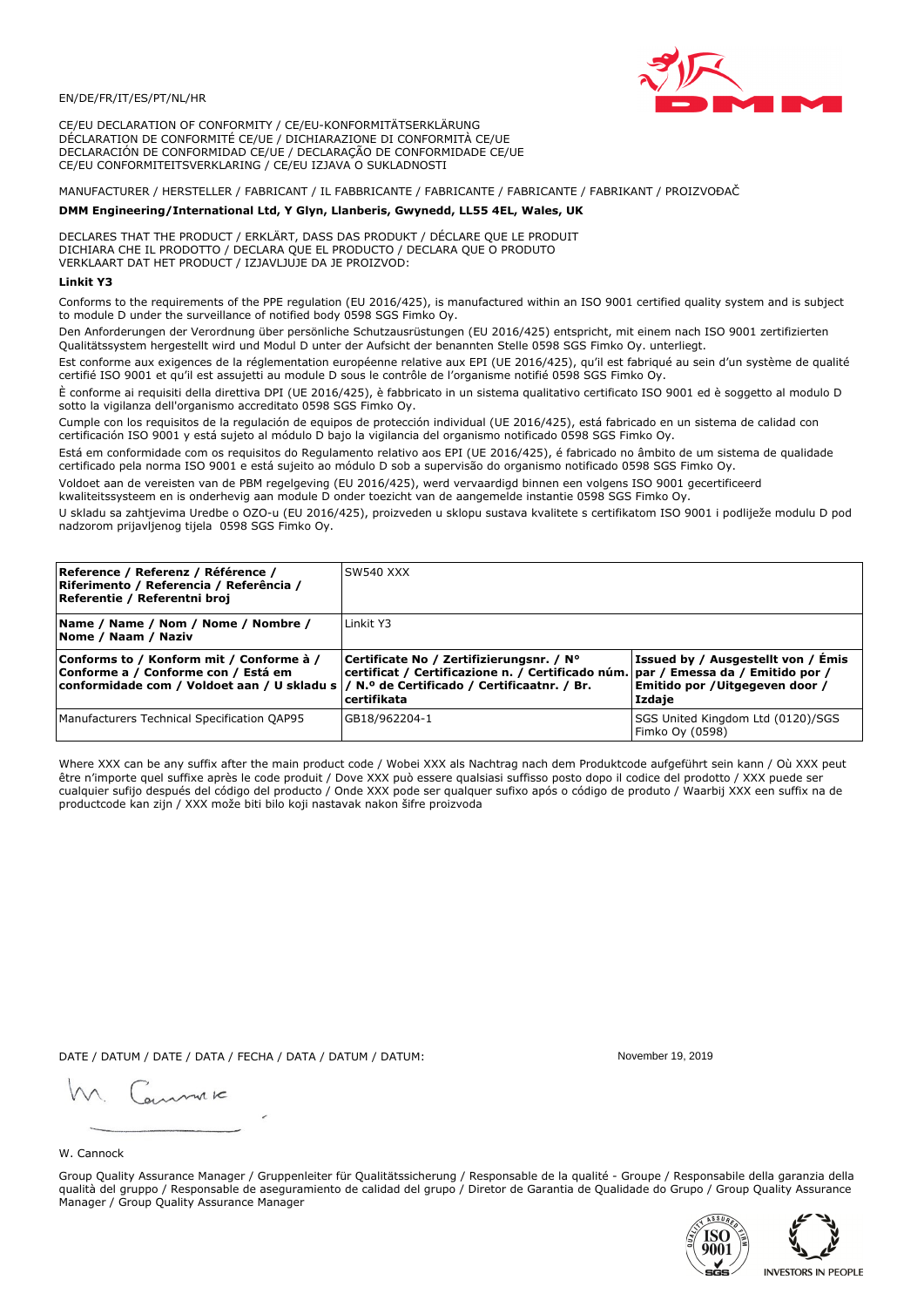EN/DE/FR/IT/ES/PT/NL/HR

CE/EU DECLARATION OF CONFORMITY / CE/EU-KONFORMITÄTSERKLÄRUNG
DÉCLARATION DE CONFORMITÉ CE/UE / DICHIARAZIONE DI CONFORMITÀ CE/UE
DECLARACIÓN DE CONFORMIDAD CE/UE / DECLARAÇÃO DE CONFORMIDADE CE/UE
CE/EU CONFORMITEITSVERKLARING / CE/EU IZJAVA O SUKLADNOSTI

MANUFACTURER / HERSTELLER / FABRICANT / IL FABBRICANTE / FABRICANTE / FABRICANTE / FABRIKANT / PROIZVOĐAČ

**DMM Engineering/International Ltd, Y Glyn, Llanberis, Gwynedd, LL55 4EL, Wales, UK**

DECLARES THAT THE PRODUCT / ERKLÄRT, DASS DAS PRODUKT / DÉCLARE QUE LE PRODUIT
DICHIARA CHE IL PRODOTTO / DECLARA QUE EL PRODUCTO / DECLARA QUE O PRODUTO
VERKLAART DAT HET PRODUCT / IZJAVLJUJE DA JE PROIZVOD:

**Linkit Y3**

Conforms to the requirements of the PPE regulation (EU 2016/425), is manufactured within an ISO 9001 certified quality system and is subject to module D under the surveillance of notified body 0598 SGS Fimko Oy.

Den Anforderungen der Verordnung über persönliche Schutzausrüstungen (EU 2016/425) entspricht, mit einem nach ISO 9001 zertifizierten Qualitätssystem hergestellt wird und Modul D unter der Aufsicht der benannten Stelle 0598 SGS Fimko Oy. unterliegt.

Est conforme aux exigences de la réglementation européenne relative aux EPI (UE 2016/425), qu'il est fabriqué au sein d'un système de qualité certifié ISO 9001 et qu'il est assujetti au module D sous le contrôle de l'organisme notifié 0598 SGS Fimko Oy.

È conforme ai requisiti della direttiva DPI (UE 2016/425), è fabbricato in un sistema qualitativo certificato ISO 9001 ed è soggetto al modulo D sotto la vigilanza dell'organismo accreditato 0598 SGS Fimko Oy.

Cumple con los requisitos de la regulación de equipos de protección individual (UE 2016/425), está fabricado en un sistema de calidad con certificación ISO 9001 y está sujeto al módulo D bajo la vigilancia del organismo notificado 0598 SGS Fimko Oy.

Está em conformidade com os requisitos do Regulamento relativo aos EPI (UE 2016/425), é fabricado no âmbito de um sistema de qualidade certificado pela norma ISO 9001 e está sujeito ao módulo D sob a supervisão do organismo notificado 0598 SGS Fimko Oy.

Voldoet aan de vereisten van de PBM regelgeving (EU 2016/425), werd vervaardigd binnen een volgens ISO 9001 gecertificeerd kwaliteitssysteem en is onderhevig aan module D onder toezicht van de aangemelde instantie 0598 SGS Fimko Oy.

U skladu sa zahtjevima Uredbe o OZO-u (EU 2016/425), proizveden u sklopu sustava kvalitete s certifikatom ISO 9001 i podliježe modulu D pod nadzorom prijavljenog tijela 0598 SGS Fimko Oy.

| **Reference / Referenz / Référence / Riferimento / Referencia / Referência / Referentie / Referentni broj** | SW540 XXX | |
|---|---|---|
| **Name / Name / Nom / Nome / Nombre / Nome / Naam / Naziv** | Linkit Y3 | |
| **Conforms to / Konform mit / Conforme à / Conforme a / Conforme con / Está em conformidade com / Voldoet aan / U skladu s** | **Certificate No / Zertifizierungsnr. / N° certificat / Certificazione n. / Certificado núm. / N.º de Certificado / Certificaatnr. / Br. certifikata** | **Issued by / Ausgestellt von / Émis par / Emessa da / Emitido por / Emitido por / Uitgegeven door / Izdaje** |
| Manufacturers Technical Specification QAP95 | GB18/962204-1 | SGS United Kingdom Ltd (0120)/SGS Fimko Oy (0598) |

Where XXX can be any suffix after the main product code / Wobei XXX als Nachtrag nach dem Produktcode aufgeführt sein kann / Où XXX peut être n'importe quel suffixe après le code produit / Dove XXX può essere qualsiasi suffisso posto dopo il codice del prodotto / XXX puede ser cualquier sufijo después del código del producto / Onde XXX pode ser qualquer sufixo após o código de produto / Waarbij XXX een suffix na de productcode kan zijn / XXX može biti bilo koji nastavak nakon šifre proizvoda

DATE / DATUM / DATE / DATA / FECHA / DATA / DATUM / DATUM: November 19, 2019

W. Cannock

Group Quality Assurance Manager / Gruppenleiter für Qualitätssicherung / Responsable de la qualité - Groupe / Responsabile della garanzia della qualità del gruppo / Responsable de aseguramiento de calidad del grupo / Diretor de Garantia de Qualidade do Grupo / Group Quality Assurance Manager / Group Quality Assurance Manager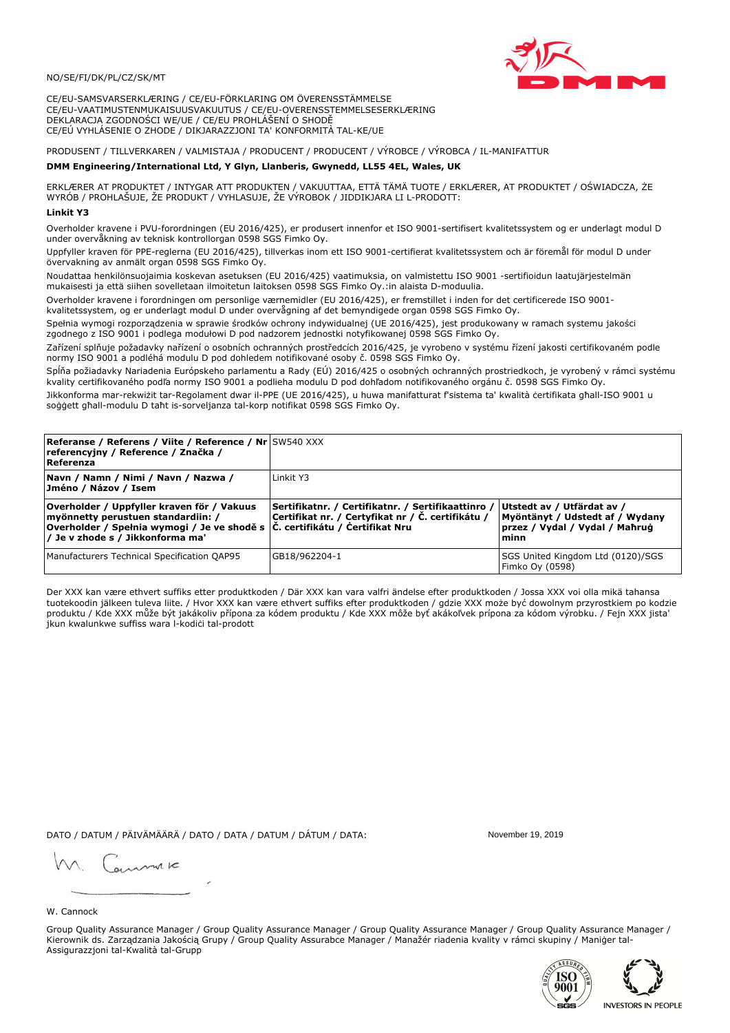NO/SE/FI/DK/PL/CZ/SK/MT

CE/EU-SAMSVARSERKLÆRING / CE/EU-FÖRKLARING OM ÖVERENSSTÄMMELSE
CE/EU-VAATIMUSTENMUKAISUUSVAKUUTUS / CE/EU-OVERENSSTEMMELSESERKLÆRING
DEKLARACJA ZGODNOŚCI WE/UE / CE/EU PROHLÁŠENÍ O SHODĚ
CE/EÚ VYHLÁSENIE O ZHODE / DIKJARAZZJONI TA' KONFORMITÀ TAL-KE/UE

PRODUSENT / TILLVERKAREN / VALMISTAJA / PRODUCENT / PRODUCENT / VÝROBCE / VÝROBCA / IL-MANIFATTUR

**DMM Engineering/International Ltd, Y Glyn, Llanberis, Gwynedd, LL55 4EL, Wales, UK**

ERKLÆRER AT PRODUKTET / INTYGAR ATT PRODUKTEN / VAKUUTTAA, ETTÄ TÄMÄ TUOTE / ERKLÆRER, AT PRODUKTET / OŚWIADCZA, ŻE WYRÓB / PROHLAŠUJE, ŽE PRODUKT / VYHLASUJE, ŽE VÝROBOK / JIDDIKJARA LI L-PRODOTT:

**Linkit Y3**

Overholder kravene i PVU-forordningen (EU 2016/425), er produsert innenfor et ISO 9001-sertifisert kvalitetssystem og er underlagt modul D under overvåkning av teknisk kontrollorgan 0598 SGS Fimko Oy.

Uppfyller kraven för PPE-reglerna (EU 2016/425), tillverkas inom ett ISO 9001-certifierat kvalitetssystem och är föremål för modul D under övervakning av anmält organ 0598 SGS Fimko Oy.

Noudattaa henkilönsuojaimia koskevan asetuksen (EU 2016/425) vaatimuksia, on valmistettu ISO 9001 -sertifioidun laatujärjestelmän mukaisesti ja että siihen sovelletaan ilmoitetun laitoksen 0598 SGS Fimko Oy.:in alaista D-moduulia.

Overholder kravene i forordningen om personlige værnemidler (EU 2016/425), er fremstillet i inden for det certificerede ISO 9001-kvalitetssystem, og er underlagt modul D under overvågning af det bemyndigede organ 0598 SGS Fimko Oy.

Spełnia wymogi rozporządzenia w sprawie środków ochrony indywidualnej (UE 2016/425), jest produkowany w ramach systemu jakości zgodnego z ISO 9001 i podlega modułowi D pod nadzorem jednostki notyfikowanej 0598 SGS Fimko Oy.

Zařízení splňuje požadavky nařízení o osobních ochranných prostředcích 2016/425, je vyrobeno v systému řízení jakosti certifikovaném podle normy ISO 9001 a podléhá modulu D pod dohledem notifikované osoby č. 0598 SGS Fimko Oy.

Spĺňa požiadavky Nariadenia Európskeho parlamentu a Rady (EÚ) 2016/425 o osobných ochranných prostriedkoch, je vyrobený v rámci systému kvality certifikovaného podľa normy ISO 9001 a podlieha modulu D pod dohľadom notifikovaného orgánu č. 0598 SGS Fimko Oy.

Jikkonforma mar-rekwiżit tar-Regolament dwar il-PPE (UE 2016/425), u huwa manifatturat f'sistema ta' kwalità ċertifikata għall-ISO 9001 u soġġett għall-modulu D taħt is-sorveljanza tal-korp notifikat 0598 SGS Fimko Oy.

| **Referanse / Referens / Viite / Reference / Nr referencyjny / Reference / Značka / Referenza** | SW540 XXX | |
|---|---|---|
| **Navn / Namn / Nimi / Navn / Nazwa / Jméno / Názov / Isem** | Linkit Y3 | |
| **Overholder / Uppfyller kraven för / Vakuus myönnetty perustuen standardiin: / Overholder / Spełnia wymogi / Je ve shodě s / Je v zhode s / Jikkonforma ma'** | **Sertifikatnr. / Certifikatnr. / Sertifikaattinro / Certifikat nr. / Certyfikat nr / Č. certifikátu / Č. certifikátu / Ċertifikat Nru** | **Utstedt av / Utfärdat av / Myöntänyt / Udstedt af / Wydany przez / Vydal / Vydal / Maħruġ minn** |
| Manufacturers Technical Specification QAP95 | GB18/962204-1 | SGS United Kingdom Ltd (0120)/SGS Fimko Oy (0598) |

Der XXX kan være ethvert suffiks etter produktkoden / Där XXX kan vara valfri ändelse efter produktkoden / Jossa XXX voi olla mikä tahansa tuotekoodin jälkeen tuleva liite. / Hvor XXX kan være ethvert suffiks efter produktkoden / gdzie XXX może być dowolnym przyrostkiem po kodzie produktu / Kde XXX může být jakákoliv přípona za kódem produktu / Kde XXX môže byť akákoľvek prípona za kódom výrobku. / Fejn XXX jista' jkun kwalunkwe suffiss wara l-kodiċi tal-prodott

DATO / DATUM / PÄIVÄMÄÄRÄ / DATO / DATA / DATUM / DÁTUM / DATA: November 19, 2019

W. Cannock

Group Quality Assurance Manager / Group Quality Assurance Manager / Group Quality Assurance Manager / Group Quality Assurance Manager / Kierownik ds. Zarządzania Jakością Grupy / Group Quality Assurabce Manager / Manažér riadenia kvality v rámci skupiny / Maniġer tal-Assigurazzjoni tal-Kwalità tal-Grupp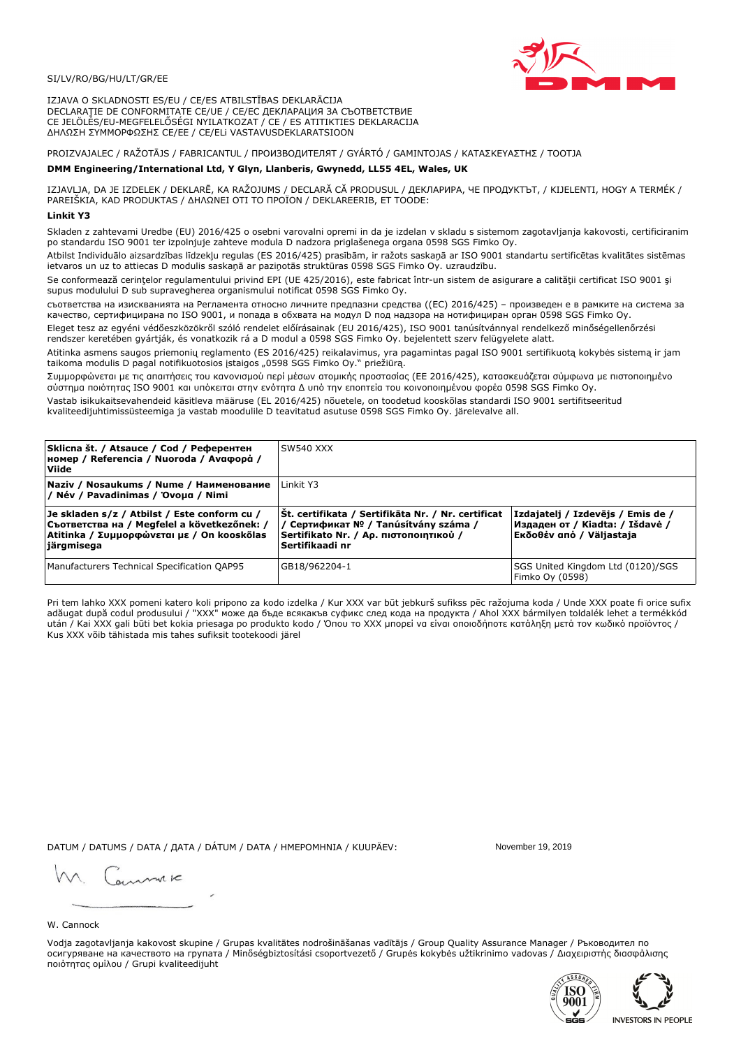SI/LV/RO/BG/HU/LT/GR/EE

IZJAVA O SKLADNOSTI ES/EU / CE/ES ATBILSTĪBAS DEKLARĀCIJA
DECLARAȚIE DE CONFORMITATE CE/UE / CE/ЕС ДЕКЛАРАЦИЯ ЗА СЪОТВЕТСТВИЕ
CE JELÖLÉS/EU-MEGFELELŐSÉGI NYILATKOZAT / CE / ES ATITIKTIES DEKLARACIJA
ΔΗΛΩΣΗ ΣΥΜΜΟΡΦΩΣΗΣ CE/EE / CE/ELi VASTAVUSDEKLARATSIOON

PROIZVAJALEC / RAŽOTĀJS / FABRICANTUL / ПРОИЗВОДИТЕЛЯТ / GYÁRTÓ / GAMINTOJAS / ΚΑΤΑΣΚΕΥΑΣΤΗΣ / TOOTJA

**DMM Engineering/International Ltd, Y Glyn, Llanberis, Gwynedd, LL55 4EL, Wales, UK**

IZJAVLJA, DA JE IZDELEK / DEKLARĒ, KA RAŽOJUMS / DECLARĂ CĂ PRODUSUL / ДЕКЛАРИРА, ЧЕ ПРОДУКТЪТ, / KIJELENTI, HOGY A TERMÉK / PAREIŠKIA, KAD PRODUKTAS / ΔΗΛΩΝΕΙ ΟΤΙ ΤΟ ΠΡΟΪΟΝ / DEKLAREERIB, ET TOODE:

**Linkit Y3**

Skladen z zahtevami Uredbe (EU) 2016/425 o osebni varovalni opremi in da je izdelan v skladu s sistemom zagotavljanja kakovosti, certificiranim po standardu ISO 9001 ter izpolnjuje zahteve modula D nadzora priglašenega organa 0598 SGS Fimko Oy.

Atbilst Individuālo aizsardzības līdzekļu regulas (ES 2016/425) prasībām, ir ražots saskaņā ar ISO 9001 standartu sertificētas kvalitātes sistēmas ietvaros un uz to attiecas D modulis saskaņā ar paziņotās struktūras 0598 SGS Fimko Oy. uzraudzību.

Se conformează cerințelor regulamentului privind EPI (UE 425/2016), este fabricat într-un sistem de asigurare a calității certificat ISO 9001 și supus modulului D sub supravegherea organismului notificat 0598 SGS Fimko Oy.

съответства на изискванията на Регламента относно личните предпазни средства ((ЕС) 2016/425) – произведен е в рамките на система за качество, сертифицирана по ISO 9001, и попада в обхвата на модул D под надзора на нотифициран орган 0598 SGS Fimko Oy.

Eleget tesz az egyéni védőeszközökről szóló rendelet előírásainak (EU 2016/425), ISO 9001 tanúsítvánnyal rendelkező minőségellenőrzési rendszer keretében gyártják, és vonatkozik rá a D modul a 0598 SGS Fimko Oy. bejelentett szerv felügyelete alatt.

Atitinka asmens saugos priemonių reglamento (ES 2016/425) reikalavimus, yra pagamintas pagal ISO 9001 sertifikuotą kokybės sistemą ir jam taikoma modulis D pagal notifikuotosios įstaigos „0598 SGS Fimko Oy." priežiūrą.

Συμμορφώνεται με τις απαιτήσεις του κανονισμού περί μέσων ατομικής προστασίας (ΕΕ 2016/425), κατασκευάζεται σύμφωνα με πιστοποιημένο σύστημα ποιότητας ISO 9001 και υπόκειται στην ενότητα Δ υπό την εποπτεία του κοινοποιημένου φορέα 0598 SGS Fimko Oy.

Vastab isikukaitsevahendeid käsitleva määruse (EL 2016/425) nõuetele, on toodetud kooskõlas standardi ISO 9001 sertifitseeritud kvaliteedijuhtimissüsteemiga ja vastab moodulile D teavitatud asutuse 0598 SGS Fimko Oy. järelevalve all.

| | | |
|---|---|---|
| **Sklicna št. / Atsauce / Cod / Референтен номер / Referencia / Nuoroda / Αναφορά / Viide** | SW540 XXX | |
| **Naziv / Nosaukums / Nume / Наименование / Név / Pavadinimas / Όνομα / Nimi** | Linkit Y3 | |
| **Je skladen s/z / Atbilst / Este conform cu / Съответства на / Megfelel a következőnek: / Atitinka / Συμμορφώνεται με / On kooskõlas järgmisega** | **Št. certifikata / Sertifikāta Nr. / Nr. certificat / Сертификат № / Tanúsítvány száma / Sertifikato Nr. / Αρ. πιστοποιητικού / Sertifikaadi nr** | **Izdajatelj / Izdevējs / Emis de / Издаден от / Kiadta: / Išdavė / Εκδοθέν από / Väljastaja** |
| Manufacturers Technical Specification QAP95 | GB18/962204-1 | SGS United Kingdom Ltd (0120)/SGS Fimko Oy (0598) |

Pri tem lahko XXX pomeni katero koli pripono za kodo izdelka / Kur XXX var būt jebkurš sufikss pēc ražojuma koda / Unde XXX poate fi orice sufix adăugat după codul produsului / "XXX" може да бъде всякакъв суфикс след кода на продукта / Ahol XXX bármilyen toldalék lehet a termékkód után / Kai XXX gali būti bet kokia priesaga po produkto kodo / Όπου το XXX μπορεί να είναι οποιοδήποτε κατάληξη μετά τον κωδικό προϊόντος / Kus XXX võib tähistada mis tahes sufiksit tootekoodi järel

DATUM / DATUMS / DATA / ДАТА / DÁTUM / DATA / ΗΜΕΡΟΜΗΝΙΑ / KUUPÄEV: November 19, 2019

W. Cannock

Vodja zagotavljanja kakovost skupine / Grupas kvalitātes nodrošināšanas vadītājs / Group Quality Assurance Manager / Ръководител по осигуряване на качеството на групата / Minőségbiztosítási csoportvezető / Grupės kokybės užtikrinimo vadovas / Διαχειριστής διασφάλισης ποιότητας ομίλου / Grupi kvaliteedijuht